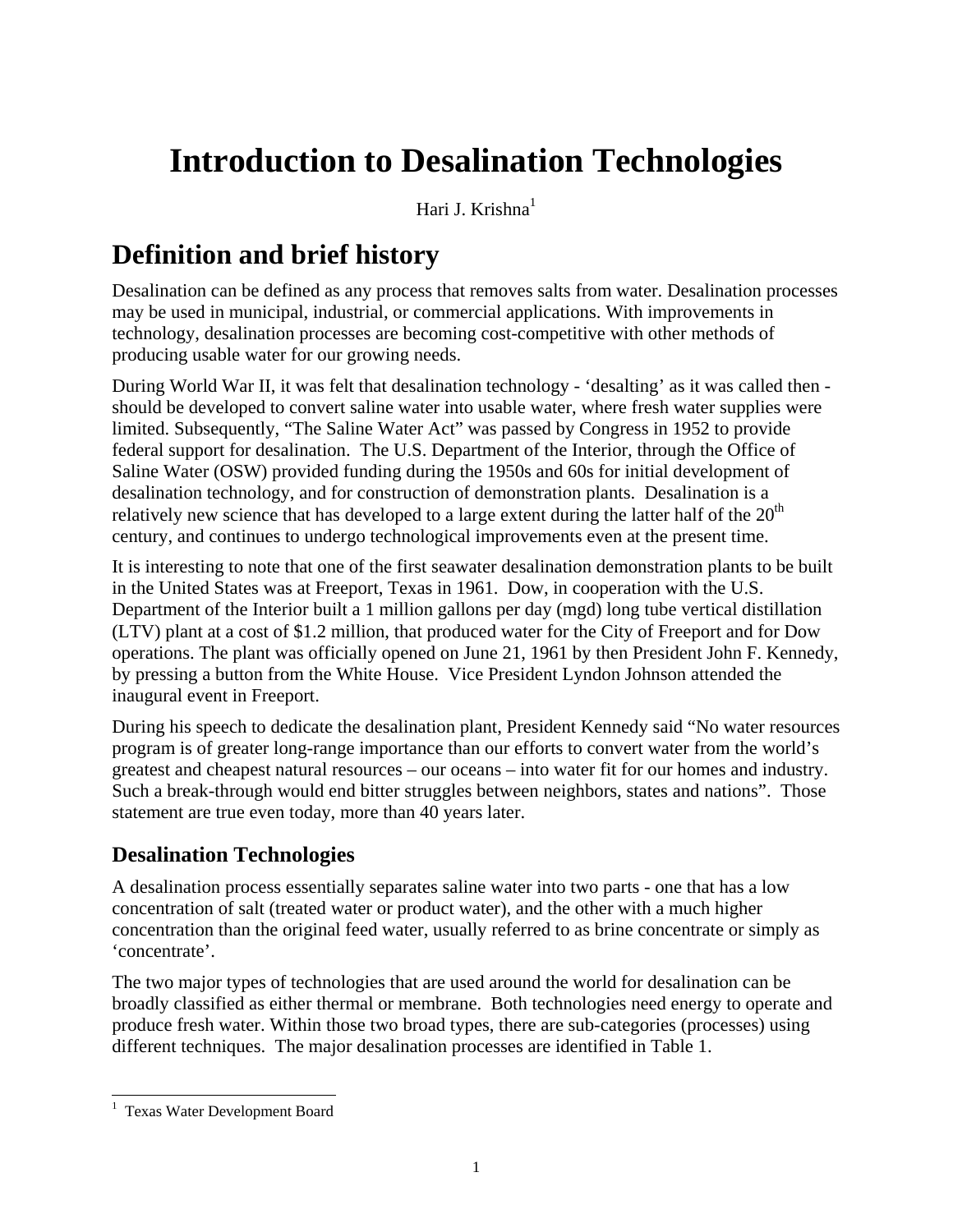# Introduction to Desalination Technologies

Hari J. Krishna[1]

## Definition and brief history

Desalination can be defined as any process that removes salts from water. Desalination processes may be used in municipal, industrial, or commercial applications. With improvements in technology, desalination processes are becoming cost-competitive with other methods of producing usable water for our growing needs.

During World War II, it was felt that desalination technology - 'desalting' as it was called then - should be developed to convert saline water into usable water, where fresh water supplies were limited. Subsequently, "The Saline Water Act" was passed by Congress in 1952 to provide federal support for desalination. The U.S. Department of the Interior, through the Office of Saline Water (OSW) provided funding during the 1950s and 60s for initial development of desalination technology, and for construction of demonstration plants. Desalination is a relatively new science that has developed to a large extent during the latter half of the 20th century, and continues to undergo technological improvements even at the present time.

It is interesting to note that one of the first seawater desalination demonstration plants to be built in the United States was at Freeport, Texas in 1961. Dow, in cooperation with the U.S. Department of the Interior built a 1 million gallons per day (mgd) long tube vertical distillation (LTV) plant at a cost of $1.2 million, that produced water for the City of Freeport and for Dow operations. The plant was officially opened on June 21, 1961 by then President John F. Kennedy, by pressing a button from the White House. Vice President Lyndon Johnson attended the inaugural event in Freeport.

During his speech to dedicate the desalination plant, President Kennedy said "No water resources program is of greater long-range importance than our efforts to convert water from the world's greatest and cheapest natural resources – our oceans – into water fit for our homes and industry. Such a break-through would end bitter struggles between neighbors, states and nations". Those statement are true even today, more than 40 years later.

### Desalination Technologies

A desalination process essentially separates saline water into two parts - one that has a low concentration of salt (treated water or product water), and the other with a much higher concentration than the original feed water, usually referred to as brine concentrate or simply as 'concentrate'.

The two major types of technologies that are used around the world for desalination can be broadly classified as either thermal or membrane. Both technologies need energy to operate and produce fresh water. Within those two broad types, there are sub-categories (processes) using different techniques. The major desalination processes are identified in Table 1.

---

[1] Texas Water Development Board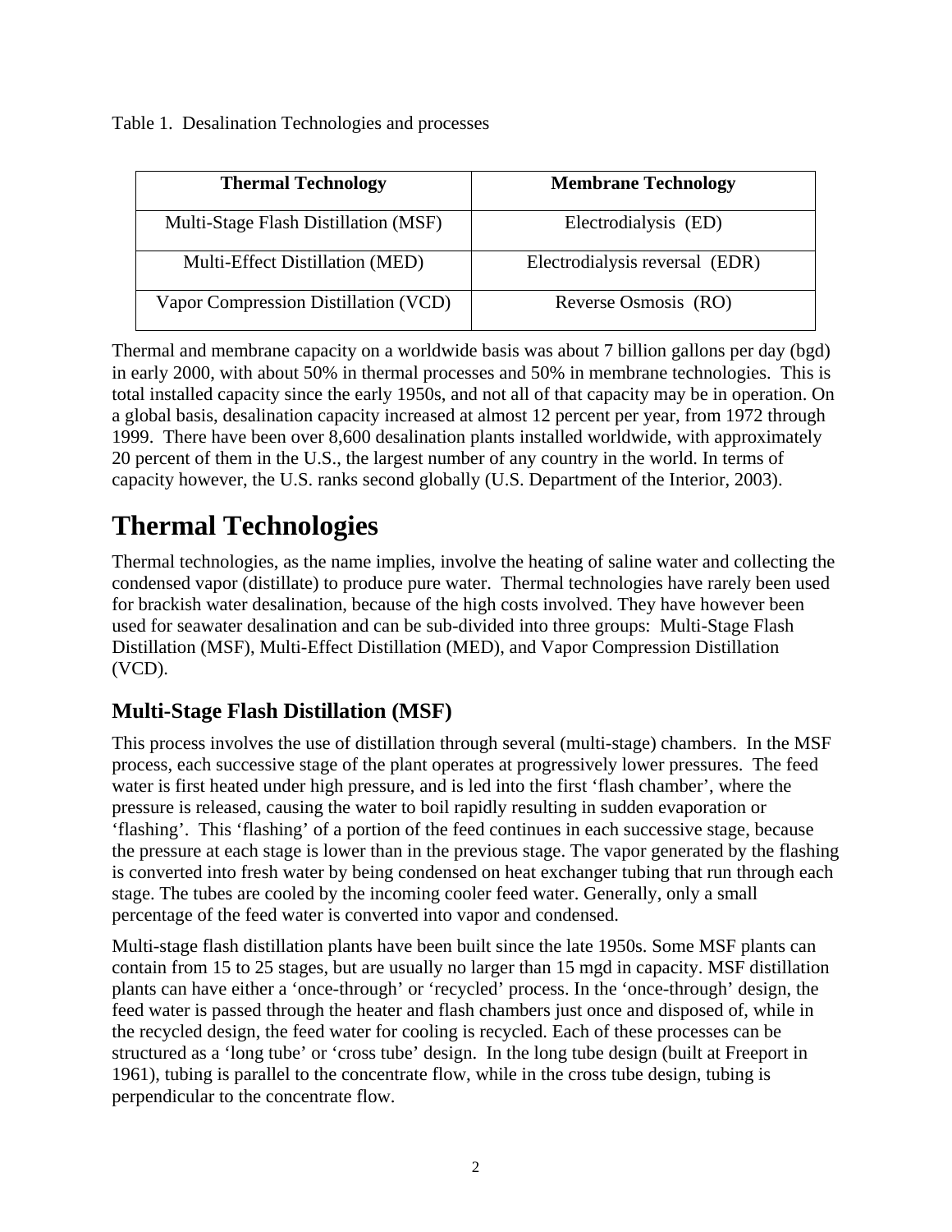Table 1. Desalination Technologies and processes

| Thermal Technology | Membrane Technology |
| --- | --- |
| Multi-Stage Flash Distillation (MSF) | Electrodialysis (ED) |
| Multi-Effect Distillation (MED) | Electrodialysis reversal (EDR) |
| Vapor Compression Distillation (VCD) | Reverse Osmosis (RO) |

Thermal and membrane capacity on a worldwide basis was about 7 billion gallons per day (bgd) in early 2000, with about 50% in thermal processes and 50% in membrane technologies. This is total installed capacity since the early 1950s, and not all of that capacity may be in operation. On a global basis, desalination capacity increased at almost 12 percent per year, from 1972 through 1999. There have been over 8,600 desalination plants installed worldwide, with approximately 20 percent of them in the U.S., the largest number of any country in the world. In terms of capacity however, the U.S. ranks second globally (U.S. Department of the Interior, 2003).

# Thermal Technologies

Thermal technologies, as the name implies, involve the heating of saline water and collecting the condensed vapor (distillate) to produce pure water. Thermal technologies have rarely been used for brackish water desalination, because of the high costs involved. They have however been used for seawater desalination and can be sub-divided into three groups: Multi-Stage Flash Distillation (MSF), Multi-Effect Distillation (MED), and Vapor Compression Distillation (VCD).

## Multi-Stage Flash Distillation (MSF)

This process involves the use of distillation through several (multi-stage) chambers. In the MSF process, each successive stage of the plant operates at progressively lower pressures. The feed water is first heated under high pressure, and is led into the first 'flash chamber', where the pressure is released, causing the water to boil rapidly resulting in sudden evaporation or 'flashing'. This 'flashing' of a portion of the feed continues in each successive stage, because the pressure at each stage is lower than in the previous stage. The vapor generated by the flashing is converted into fresh water by being condensed on heat exchanger tubing that run through each stage. The tubes are cooled by the incoming cooler feed water. Generally, only a small percentage of the feed water is converted into vapor and condensed.

Multi-stage flash distillation plants have been built since the late 1950s. Some MSF plants can contain from 15 to 25 stages, but are usually no larger than 15 mgd in capacity. MSF distillation plants can have either a 'once-through' or 'recycled' process. In the 'once-through' design, the feed water is passed through the heater and flash chambers just once and disposed of, while in the recycled design, the feed water for cooling is recycled. Each of these processes can be structured as a 'long tube' or 'cross tube' design. In the long tube design (built at Freeport in 1961), tubing is parallel to the concentrate flow, while in the cross tube design, tubing is perpendicular to the concentrate flow.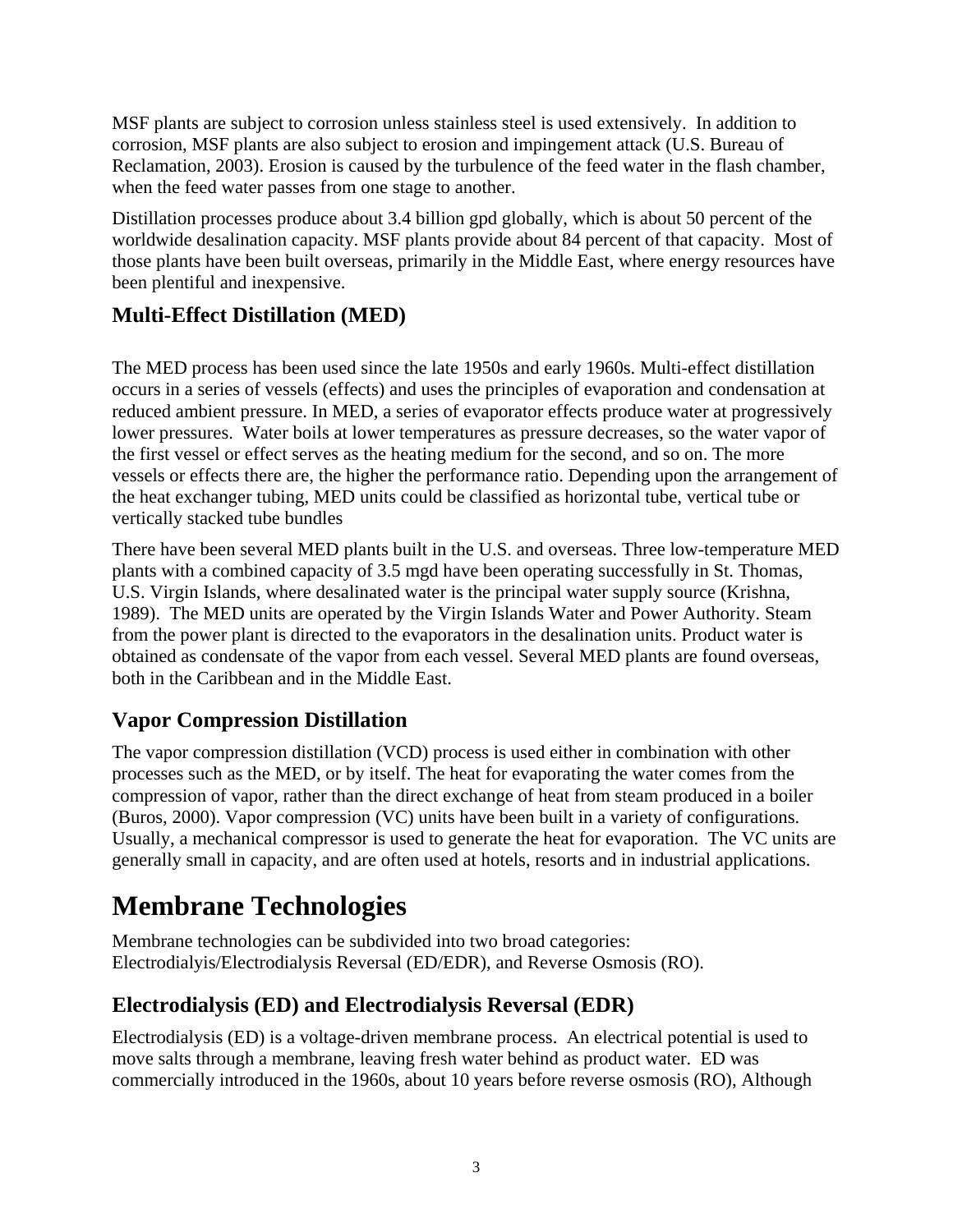MSF plants are subject to corrosion unless stainless steel is used extensively. In addition to corrosion, MSF plants are also subject to erosion and impingement attack (U.S. Bureau of Reclamation, 2003). Erosion is caused by the turbulence of the feed water in the flash chamber, when the feed water passes from one stage to another.

Distillation processes produce about 3.4 billion gpd globally, which is about 50 percent of the worldwide desalination capacity. MSF plants provide about 84 percent of that capacity. Most of those plants have been built overseas, primarily in the Middle East, where energy resources have been plentiful and inexpensive.

## Multi-Effect Distillation (MED)

The MED process has been used since the late 1950s and early 1960s. Multi-effect distillation occurs in a series of vessels (effects) and uses the principles of evaporation and condensation at reduced ambient pressure. In MED, a series of evaporator effects produce water at progressively lower pressures. Water boils at lower temperatures as pressure decreases, so the water vapor of the first vessel or effect serves as the heating medium for the second, and so on. The more vessels or effects there are, the higher the performance ratio. Depending upon the arrangement of the heat exchanger tubing, MED units could be classified as horizontal tube, vertical tube or vertically stacked tube bundles

There have been several MED plants built in the U.S. and overseas. Three low-temperature MED plants with a combined capacity of 3.5 mgd have been operating successfully in St. Thomas, U.S. Virgin Islands, where desalinated water is the principal water supply source (Krishna, 1989). The MED units are operated by the Virgin Islands Water and Power Authority. Steam from the power plant is directed to the evaporators in the desalination units. Product water is obtained as condensate of the vapor from each vessel. Several MED plants are found overseas, both in the Caribbean and in the Middle East.

## Vapor Compression Distillation

The vapor compression distillation (VCD) process is used either in combination with other processes such as the MED, or by itself. The heat for evaporating the water comes from the compression of vapor, rather than the direct exchange of heat from steam produced in a boiler (Buros, 2000). Vapor compression (VC) units have been built in a variety of configurations. Usually, a mechanical compressor is used to generate the heat for evaporation. The VC units are generally small in capacity, and are often used at hotels, resorts and in industrial applications.

# Membrane Technologies

Membrane technologies can be subdivided into two broad categories: Electrodialyis/Electrodialysis Reversal (ED/EDR), and Reverse Osmosis (RO).

## Electrodialysis (ED) and Electrodialysis Reversal (EDR)

Electrodialysis (ED) is a voltage-driven membrane process. An electrical potential is used to move salts through a membrane, leaving fresh water behind as product water. ED was commercially introduced in the 1960s, about 10 years before reverse osmosis (RO), Although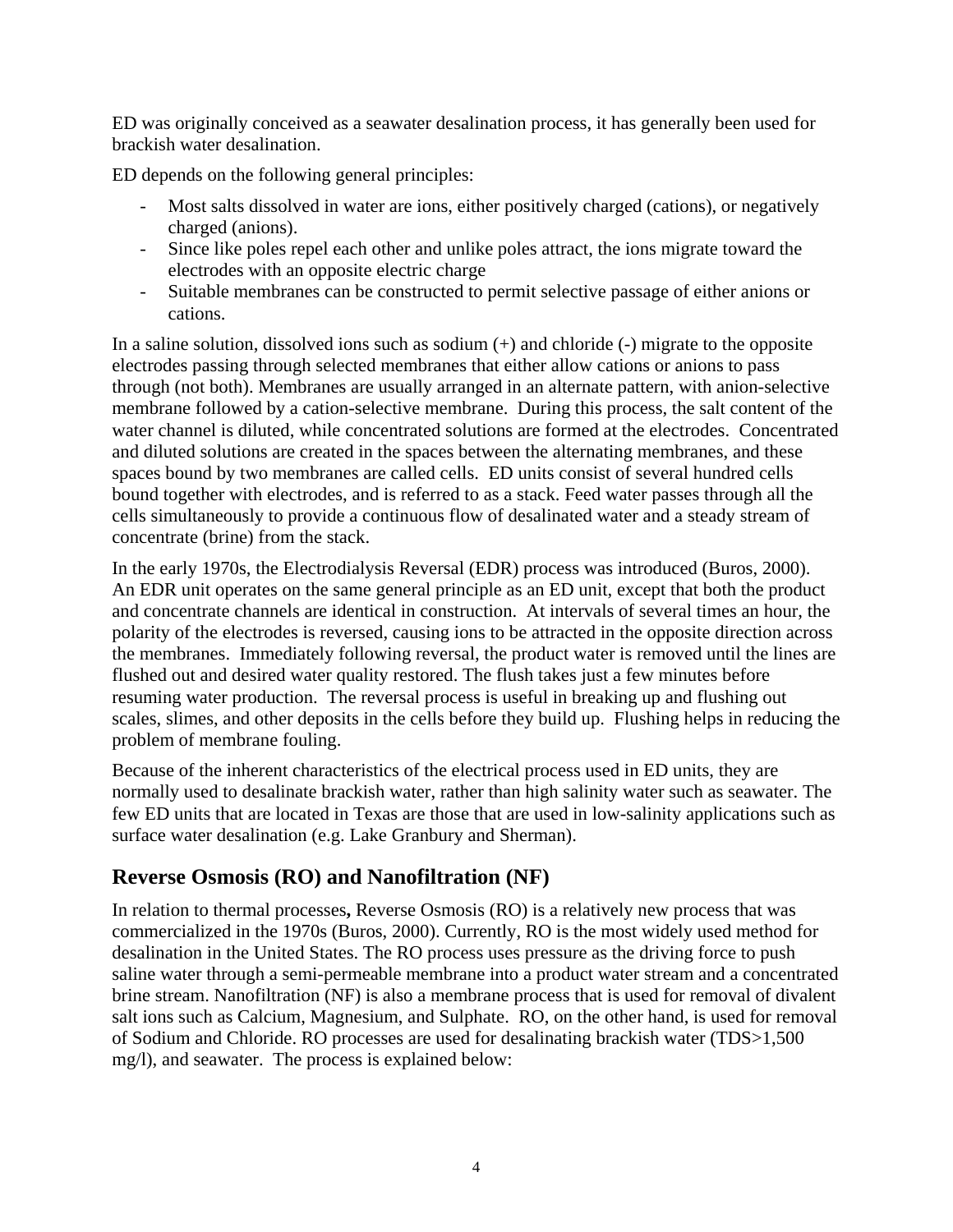ED was originally conceived as a seawater desalination process, it has generally been used for brackish water desalination.

ED depends on the following general principles:

- Most salts dissolved in water are ions, either positively charged (cations), or negatively charged (anions).
- Since like poles repel each other and unlike poles attract, the ions migrate toward the electrodes with an opposite electric charge
- Suitable membranes can be constructed to permit selective passage of either anions or cations.

In a saline solution, dissolved ions such as sodium (+) and chloride (-) migrate to the opposite electrodes passing through selected membranes that either allow cations or anions to pass through (not both). Membranes are usually arranged in an alternate pattern, with anion-selective membrane followed by a cation-selective membrane. During this process, the salt content of the water channel is diluted, while concentrated solutions are formed at the electrodes. Concentrated and diluted solutions are created in the spaces between the alternating membranes, and these spaces bound by two membranes are called cells. ED units consist of several hundred cells bound together with electrodes, and is referred to as a stack. Feed water passes through all the cells simultaneously to provide a continuous flow of desalinated water and a steady stream of concentrate (brine) from the stack.

In the early 1970s, the Electrodialysis Reversal (EDR) process was introduced (Buros, 2000). An EDR unit operates on the same general principle as an ED unit, except that both the product and concentrate channels are identical in construction. At intervals of several times an hour, the polarity of the electrodes is reversed, causing ions to be attracted in the opposite direction across the membranes. Immediately following reversal, the product water is removed until the lines are flushed out and desired water quality restored. The flush takes just a few minutes before resuming water production. The reversal process is useful in breaking up and flushing out scales, slimes, and other deposits in the cells before they build up. Flushing helps in reducing the problem of membrane fouling.

Because of the inherent characteristics of the electrical process used in ED units, they are normally used to desalinate brackish water, rather than high salinity water such as seawater. The few ED units that are located in Texas are those that are used in low-salinity applications such as surface water desalination (e.g. Lake Granbury and Sherman).

## Reverse Osmosis (RO) and Nanofiltration (NF)

In relation to thermal processes**,** Reverse Osmosis (RO) is a relatively new process that was commercialized in the 1970s (Buros, 2000). Currently, RO is the most widely used method for desalination in the United States. The RO process uses pressure as the driving force to push saline water through a semi-permeable membrane into a product water stream and a concentrated brine stream. Nanofiltration (NF) is also a membrane process that is used for removal of divalent salt ions such as Calcium, Magnesium, and Sulphate. RO, on the other hand, is used for removal of Sodium and Chloride. RO processes are used for desalinating brackish water (TDS>1,500 mg/l), and seawater. The process is explained below: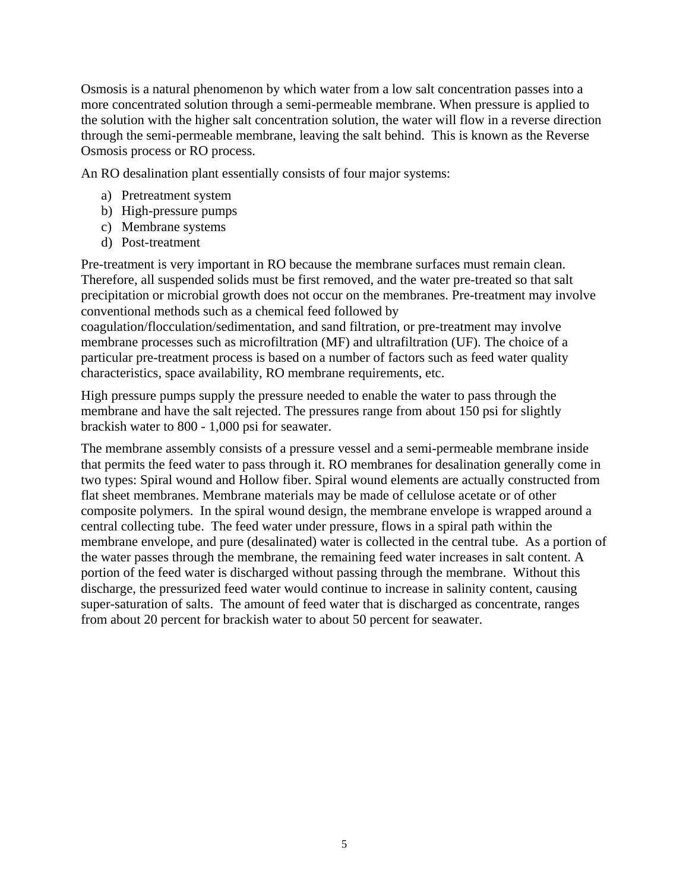Osmosis is a natural phenomenon by which water from a low salt concentration passes into a more concentrated solution through a semi-permeable membrane. When pressure is applied to the solution with the higher salt concentration solution, the water will flow in a reverse direction through the semi-permeable membrane, leaving the salt behind. This is known as the Reverse Osmosis process or RO process.

An RO desalination plant essentially consists of four major systems:

a) Pretreatment system
b) High-pressure pumps
c) Membrane systems
d) Post-treatment

Pre-treatment is very important in RO because the membrane surfaces must remain clean. Therefore, all suspended solids must be first removed, and the water pre-treated so that salt precipitation or microbial growth does not occur on the membranes. Pre-treatment may involve conventional methods such as a chemical feed followed by coagulation/flocculation/sedimentation, and sand filtration, or pre-treatment may involve membrane processes such as microfiltration (MF) and ultrafiltration (UF). The choice of a particular pre-treatment process is based on a number of factors such as feed water quality characteristics, space availability, RO membrane requirements, etc.

High pressure pumps supply the pressure needed to enable the water to pass through the membrane and have the salt rejected. The pressures range from about 150 psi for slightly brackish water to 800 - 1,000 psi for seawater.

The membrane assembly consists of a pressure vessel and a semi-permeable membrane inside that permits the feed water to pass through it. RO membranes for desalination generally come in two types: Spiral wound and Hollow fiber. Spiral wound elements are actually constructed from flat sheet membranes. Membrane materials may be made of cellulose acetate or of other composite polymers. In the spiral wound design, the membrane envelope is wrapped around a central collecting tube. The feed water under pressure, flows in a spiral path within the membrane envelope, and pure (desalinated) water is collected in the central tube. As a portion of the water passes through the membrane, the remaining feed water increases in salt content. A portion of the feed water is discharged without passing through the membrane. Without this discharge, the pressurized feed water would continue to increase in salinity content, causing super-saturation of salts. The amount of feed water that is discharged as concentrate, ranges from about 20 percent for brackish water to about 50 percent for seawater.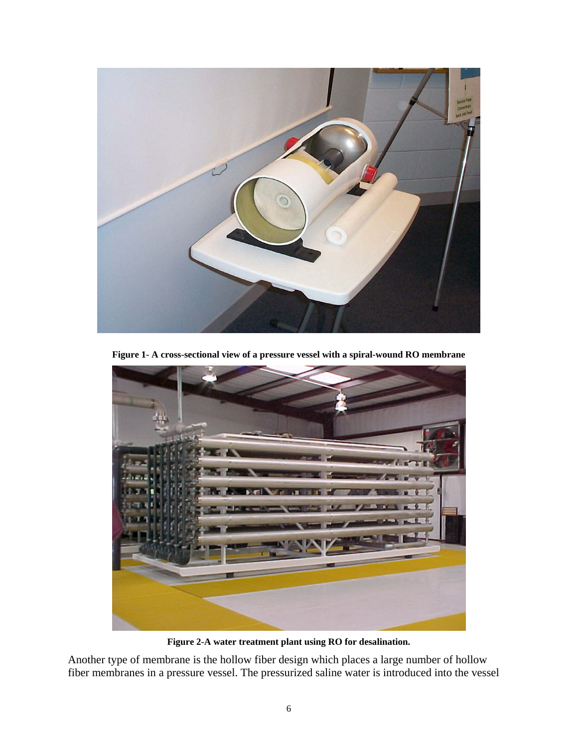**Figure 1- A cross-sectional view of a pressure vessel with a spiral-wound RO membrane**

**Figure 2-A water treatment plant using RO for desalination.**

Another type of membrane is the hollow fiber design which places a large number of hollow fiber membranes in a pressure vessel. The pressurized saline water is introduced into the vessel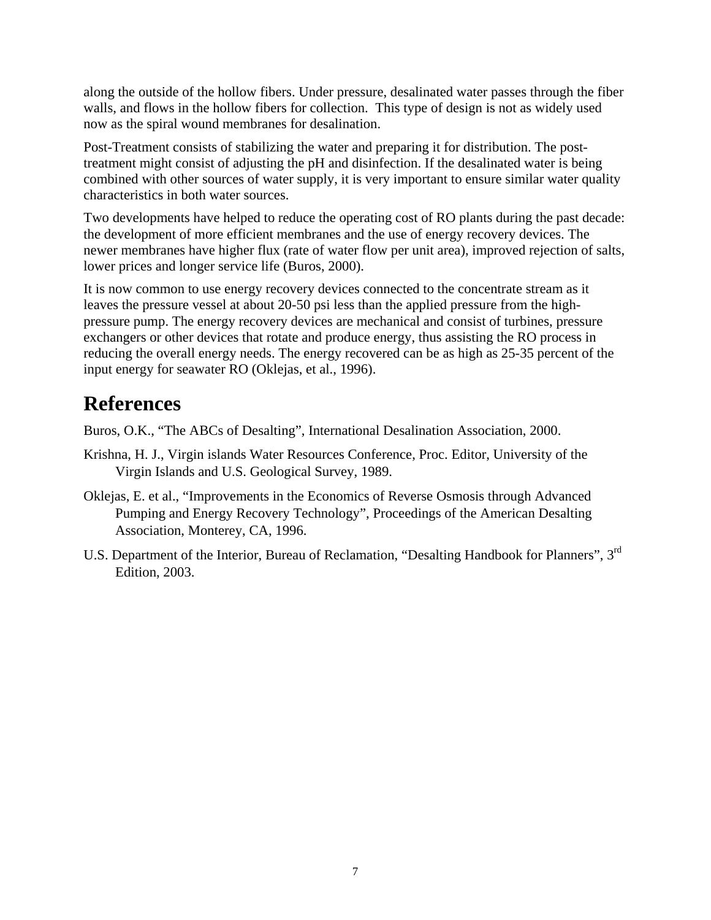along the outside of the hollow fibers. Under pressure, desalinated water passes through the fiber walls, and flows in the hollow fibers for collection. This type of design is not as widely used now as the spiral wound membranes for desalination.

Post-Treatment consists of stabilizing the water and preparing it for distribution. The post-treatment might consist of adjusting the pH and disinfection. If the desalinated water is being combined with other sources of water supply, it is very important to ensure similar water quality characteristics in both water sources.

Two developments have helped to reduce the operating cost of RO plants during the past decade: the development of more efficient membranes and the use of energy recovery devices. The newer membranes have higher flux (rate of water flow per unit area), improved rejection of salts, lower prices and longer service life (Buros, 2000).

It is now common to use energy recovery devices connected to the concentrate stream as it leaves the pressure vessel at about 20-50 psi less than the applied pressure from the high-pressure pump. The energy recovery devices are mechanical and consist of turbines, pressure exchangers or other devices that rotate and produce energy, thus assisting the RO process in reducing the overall energy needs. The energy recovered can be as high as 25-35 percent of the input energy for seawater RO (Oklejas, et al., 1996).

# References

Buros, O.K., "The ABCs of Desalting", International Desalination Association, 2000.

Krishna, H. J., Virgin islands Water Resources Conference, Proc. Editor, University of the Virgin Islands and U.S. Geological Survey, 1989.

Oklejas, E. et al., "Improvements in the Economics of Reverse Osmosis through Advanced Pumping and Energy Recovery Technology", Proceedings of the American Desalting Association, Monterey, CA, 1996.

U.S. Department of the Interior, Bureau of Reclamation, "Desalting Handbook for Planners", 3rd Edition, 2003.